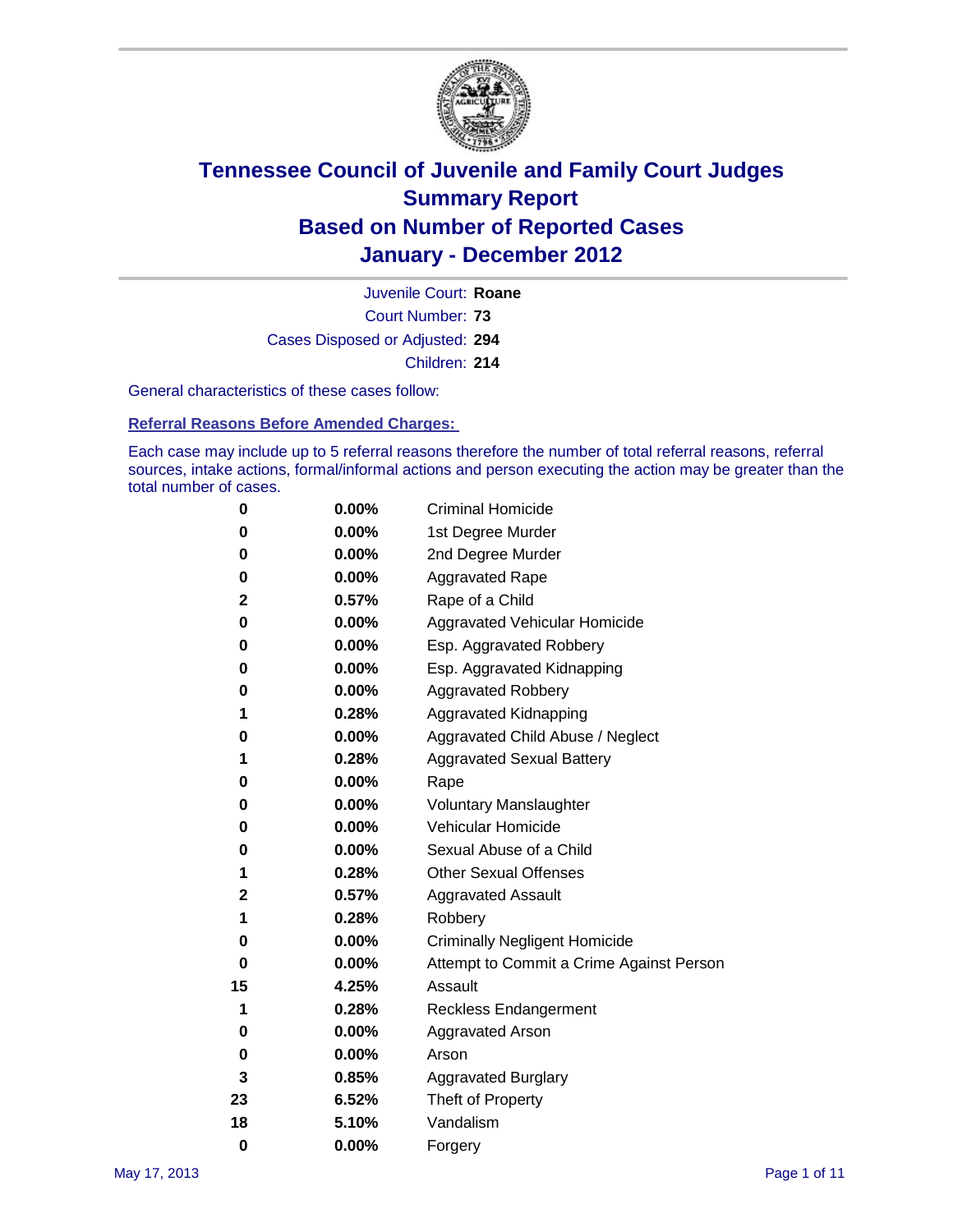# Tennessee Council of Juvenile and Family Court Judges
# Summary Report
# Based on Number of Reported Cases
# January - December 2012

Juvenile Court: **Roane**

Court Number: **73**

Cases Disposed or Adjusted: **294**

Children: **214**

General characteristics of these cases follow:

**Referral Reasons Before Amended Charges:**

Each case may include up to 5 referral reasons therefore the number of total referral reasons, referral sources, intake actions, formal/informal actions and person executing the action may be greater than the total number of cases.

| | | |
|---|---|---|
| 0 | 0.00% | Criminal Homicide |
| 0 | 0.00% | 1st Degree Murder |
| 0 | 0.00% | 2nd Degree Murder |
| 0 | 0.00% | Aggravated Rape |
| 2 | 0.57% | Rape of a Child |
| 0 | 0.00% | Aggravated Vehicular Homicide |
| 0 | 0.00% | Esp. Aggravated Robbery |
| 0 | 0.00% | Esp. Aggravated Kidnapping |
| 0 | 0.00% | Aggravated Robbery |
| 1 | 0.28% | Aggravated Kidnapping |
| 0 | 0.00% | Aggravated Child Abuse / Neglect |
| 1 | 0.28% | Aggravated Sexual Battery |
| 0 | 0.00% | Rape |
| 0 | 0.00% | Voluntary Manslaughter |
| 0 | 0.00% | Vehicular Homicide |
| 0 | 0.00% | Sexual Abuse of a Child |
| 1 | 0.28% | Other Sexual Offenses |
| 2 | 0.57% | Aggravated Assault |
| 1 | 0.28% | Robbery |
| 0 | 0.00% | Criminally Negligent Homicide |
| 0 | 0.00% | Attempt to Commit a Crime Against Person |
| 15 | 4.25% | Assault |
| 1 | 0.28% | Reckless Endangerment |
| 0 | 0.00% | Aggravated Arson |
| 0 | 0.00% | Arson |
| 3 | 0.85% | Aggravated Burglary |
| 23 | 6.52% | Theft of Property |
| 18 | 5.10% | Vandalism |
| 0 | 0.00% | Forgery |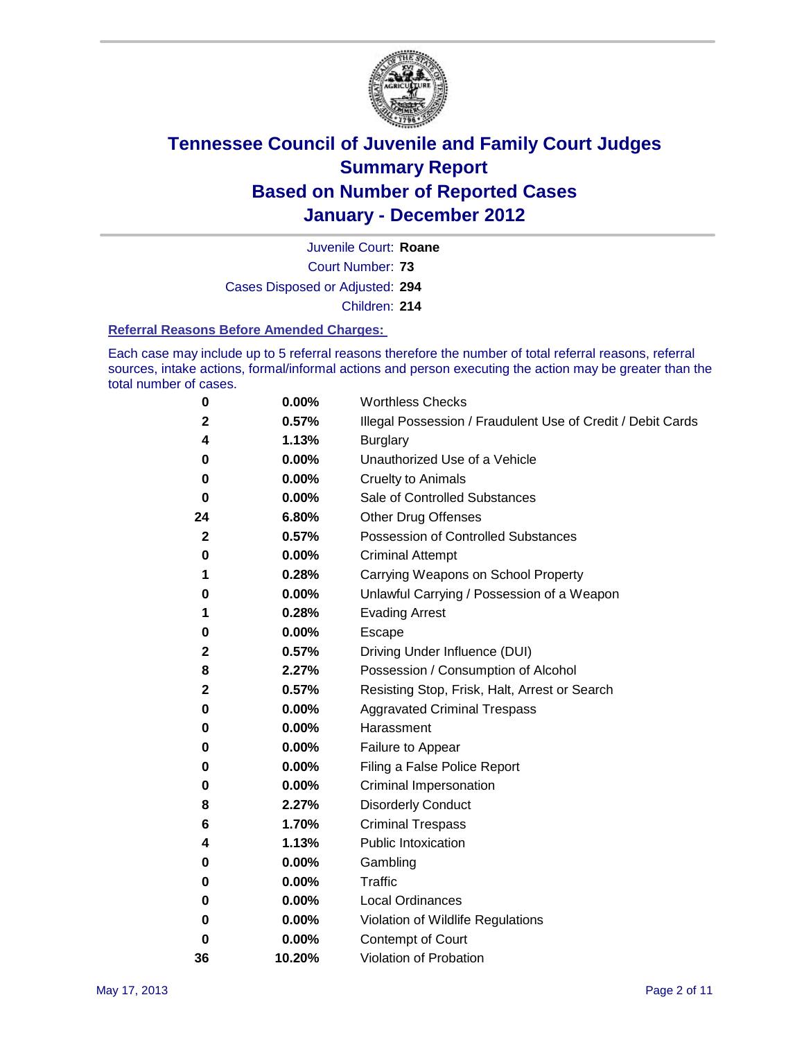# Tennessee Council of Juvenile and Family Court Judges
# Summary Report
# Based on Number of Reported Cases
# January - December 2012

Juvenile Court: **Roane**

Court Number: **73**

Cases Disposed or Adjusted: **294**

Children: **214**

### Referral Reasons Before Amended Charges:

Each case may include up to 5 referral reasons therefore the number of total referral reasons, referral sources, intake actions, formal/informal actions and person executing the action may be greater than the total number of cases.

| Count | Percent | Referral Reason |
|---|---|---|
| 0 | 0.00% | Worthless Checks |
| 2 | 0.57% | Illegal Possession / Fraudulent Use of Credit / Debit Cards |
| 4 | 1.13% | Burglary |
| 0 | 0.00% | Unauthorized Use of a Vehicle |
| 0 | 0.00% | Cruelty to Animals |
| 0 | 0.00% | Sale of Controlled Substances |
| 24 | 6.80% | Other Drug Offenses |
| 2 | 0.57% | Possession of Controlled Substances |
| 0 | 0.00% | Criminal Attempt |
| 1 | 0.28% | Carrying Weapons on School Property |
| 0 | 0.00% | Unlawful Carrying / Possession of a Weapon |
| 1 | 0.28% | Evading Arrest |
| 0 | 0.00% | Escape |
| 2 | 0.57% | Driving Under Influence (DUI) |
| 8 | 2.27% | Possession / Consumption of Alcohol |
| 2 | 0.57% | Resisting Stop, Frisk, Halt, Arrest or Search |
| 0 | 0.00% | Aggravated Criminal Trespass |
| 0 | 0.00% | Harassment |
| 0 | 0.00% | Failure to Appear |
| 0 | 0.00% | Filing a False Police Report |
| 0 | 0.00% | Criminal Impersonation |
| 8 | 2.27% | Disorderly Conduct |
| 6 | 1.70% | Criminal Trespass |
| 4 | 1.13% | Public Intoxication |
| 0 | 0.00% | Gambling |
| 0 | 0.00% | Traffic |
| 0 | 0.00% | Local Ordinances |
| 0 | 0.00% | Violation of Wildlife Regulations |
| 0 | 0.00% | Contempt of Court |
| 36 | 10.20% | Violation of Probation |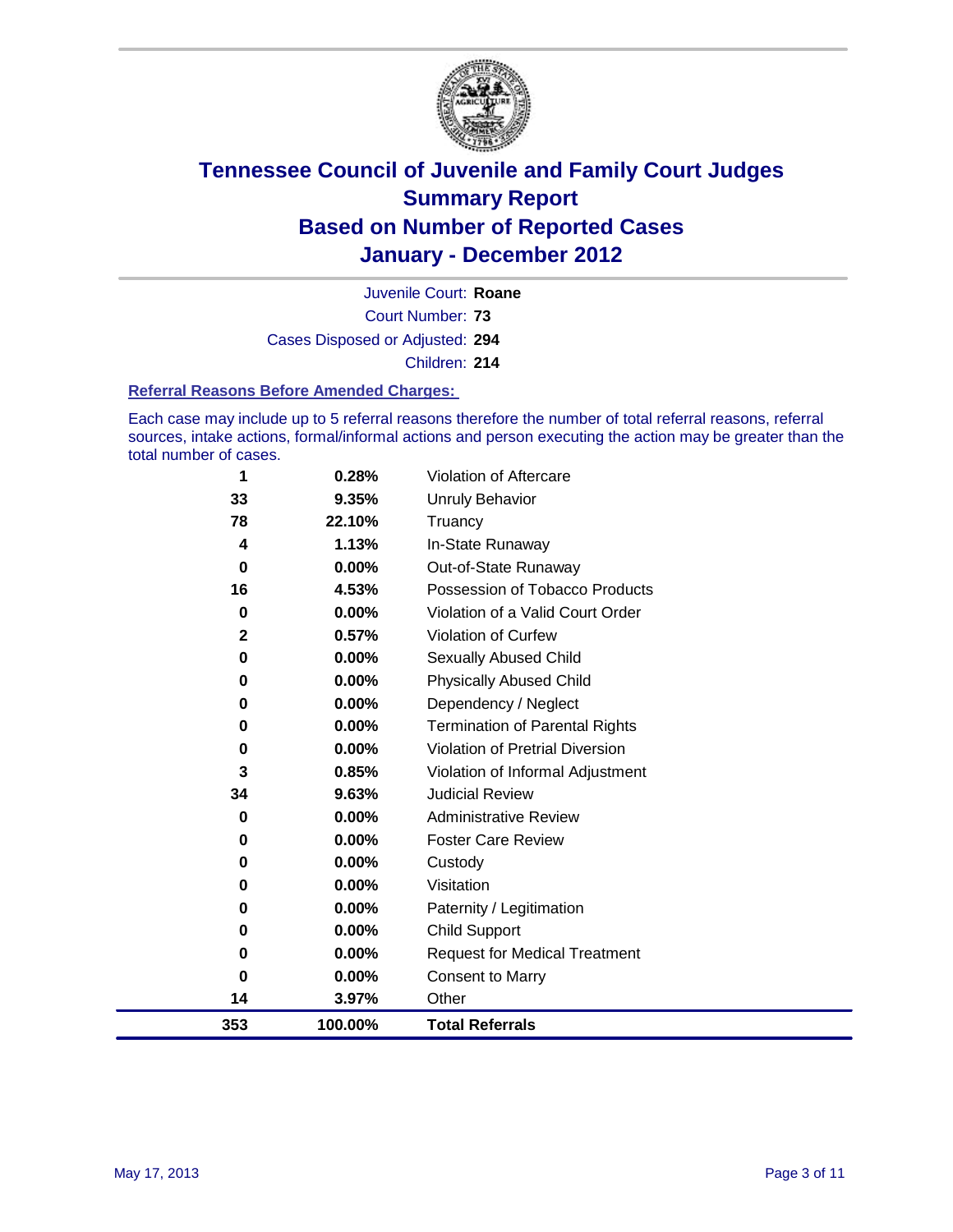# Tennessee Council of Juvenile and Family Court Judges
## Summary Report
## Based on Number of Reported Cases
## January - December 2012

Juvenile Court: **Roane**

Court Number: **73**

Cases Disposed or Adjusted: **294**

Children: **214**

### Referral Reasons Before Amended Charges:

Each case may include up to 5 referral reasons therefore the number of total referral reasons, referral sources, intake actions, formal/informal actions and person executing the action may be greater than the total number of cases.

| Count | Percent | Referral Reason |
|---|---|---|
| 1 | 0.28% | Violation of Aftercare |
| 33 | 9.35% | Unruly Behavior |
| 78 | 22.10% | Truancy |
| 4 | 1.13% | In-State Runaway |
| 0 | 0.00% | Out-of-State Runaway |
| 16 | 4.53% | Possession of Tobacco Products |
| 0 | 0.00% | Violation of a Valid Court Order |
| 2 | 0.57% | Violation of Curfew |
| 0 | 0.00% | Sexually Abused Child |
| 0 | 0.00% | Physically Abused Child |
| 0 | 0.00% | Dependency / Neglect |
| 0 | 0.00% | Termination of Parental Rights |
| 0 | 0.00% | Violation of Pretrial Diversion |
| 3 | 0.85% | Violation of Informal Adjustment |
| 34 | 9.63% | Judicial Review |
| 0 | 0.00% | Administrative Review |
| 0 | 0.00% | Foster Care Review |
| 0 | 0.00% | Custody |
| 0 | 0.00% | Visitation |
| 0 | 0.00% | Paternity / Legitimation |
| 0 | 0.00% | Child Support |
| 0 | 0.00% | Request for Medical Treatment |
| 0 | 0.00% | Consent to Marry |
| 14 | 3.97% | Other |
| **353** | **100.00%** | **Total Referrals** |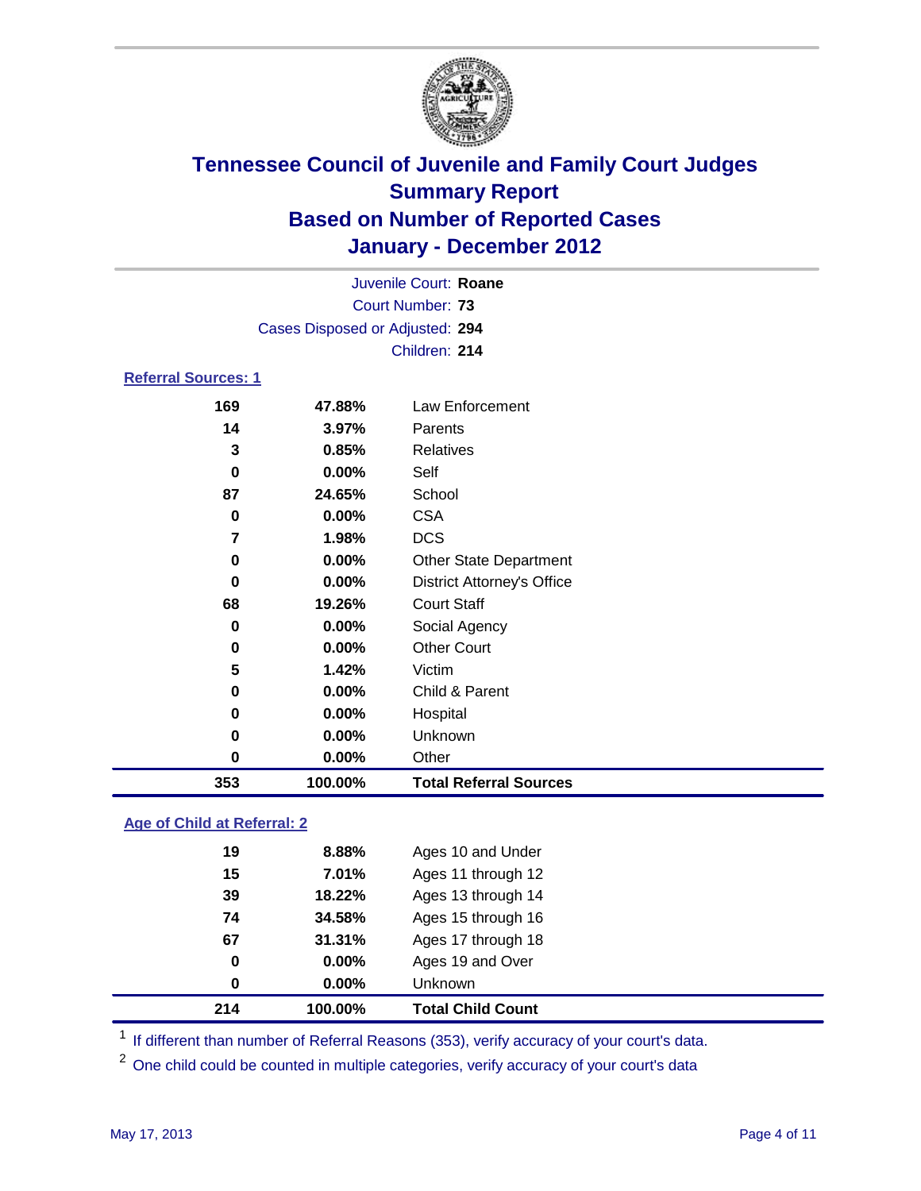# Tennessee Council of Juvenile and Family Court Judges
## Summary Report
## Based on Number of Reported Cases
## January - December 2012

Juvenile Court: **Roane**
Court Number: **73**
Cases Disposed or Adjusted: **294**
Children: **214**

### Referral Sources: 1

| | | |
|---|---|---|
| 169 | 47.88% | Law Enforcement |
| 14 | 3.97% | Parents |
| 3 | 0.85% | Relatives |
| 0 | 0.00% | Self |
| 87 | 24.65% | School |
| 0 | 0.00% | CSA |
| 7 | 1.98% | DCS |
| 0 | 0.00% | Other State Department |
| 0 | 0.00% | District Attorney's Office |
| 68 | 19.26% | Court Staff |
| 0 | 0.00% | Social Agency |
| 0 | 0.00% | Other Court |
| 5 | 1.42% | Victim |
| 0 | 0.00% | Child & Parent |
| 0 | 0.00% | Hospital |
| 0 | 0.00% | Unknown |
| 0 | 0.00% | Other |
| **353** | **100.00%** | **Total Referral Sources** |

### Age of Child at Referral: 2

| | | |
|---|---|---|
| 19 | 8.88% | Ages 10 and Under |
| 15 | 7.01% | Ages 11 through 12 |
| 39 | 18.22% | Ages 13 through 14 |
| 74 | 34.58% | Ages 15 through 16 |
| 67 | 31.31% | Ages 17 through 18 |
| 0 | 0.00% | Ages 19 and Over |
| 0 | 0.00% | Unknown |
| **214** | **100.00%** | **Total Child Count** |

[1] If different than number of Referral Reasons (353), verify accuracy of your court's data.

[2] One child could be counted in multiple categories, verify accuracy of your court's data

May 17, 2013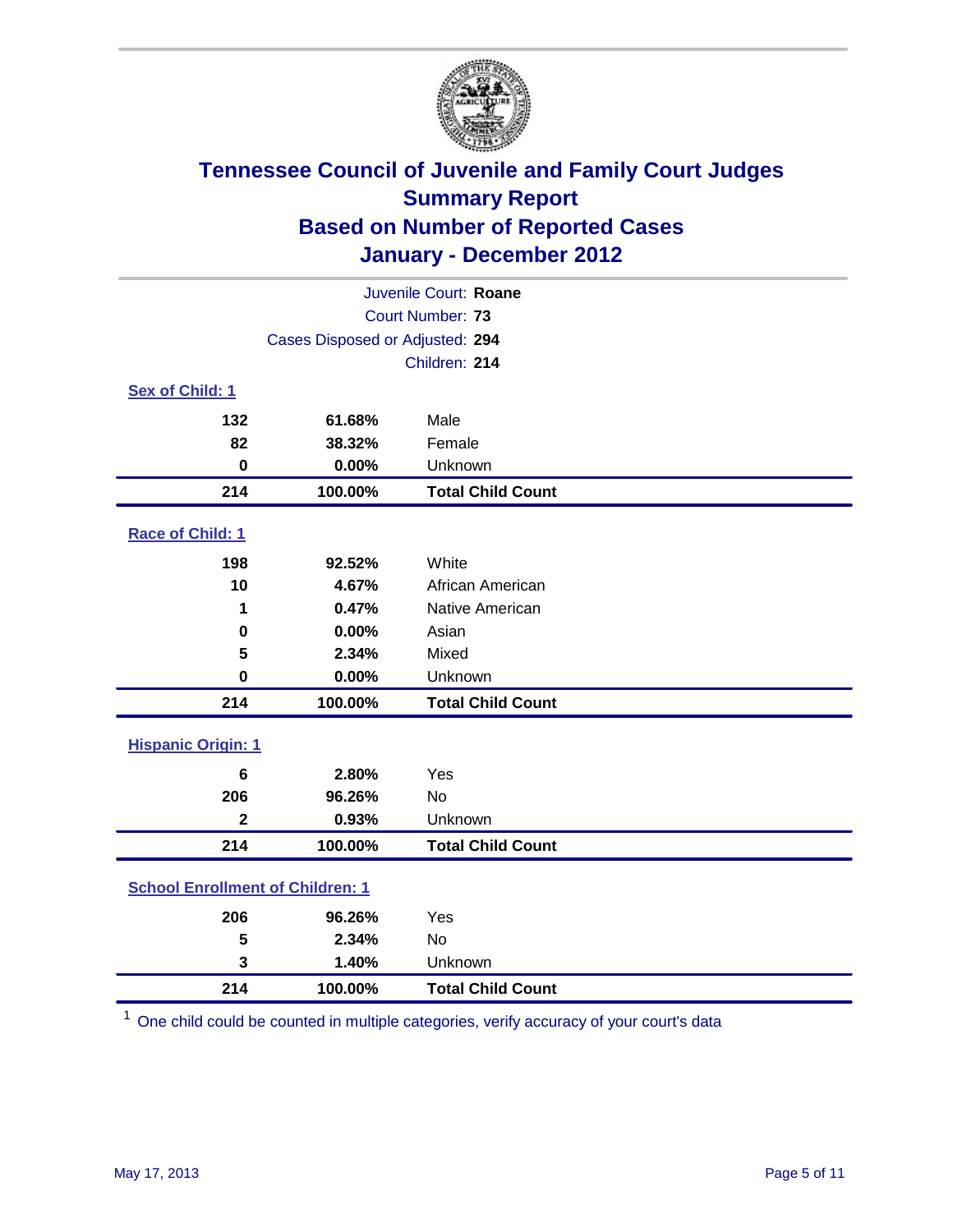# Tennessee Council of Juvenile and Family Court Judges
## Summary Report
## Based on Number of Reported Cases
## January - December 2012

Juvenile Court: **Roane**
Court Number: **73**
Cases Disposed or Adjusted: **294**
Children: **214**

### Sex of Child: 1

| Count | Percent | Category |
|---|---|---|
| 132 | 61.68% | Male |
| 82 | 38.32% | Female |
| 0 | 0.00% | Unknown |
| **214** | **100.00%** | **Total Child Count** |

### Race of Child: 1

| Count | Percent | Category |
|---|---|---|
| 198 | 92.52% | White |
| 10 | 4.67% | African American |
| 1 | 0.47% | Native American |
| 0 | 0.00% | Asian |
| 5 | 2.34% | Mixed |
| 0 | 0.00% | Unknown |
| **214** | **100.00%** | **Total Child Count** |

### Hispanic Origin: 1

| Count | Percent | Category |
|---|---|---|
| 6 | 2.80% | Yes |
| 206 | 96.26% | No |
| 2 | 0.93% | Unknown |
| **214** | **100.00%** | **Total Child Count** |

### School Enrollment of Children: 1

| Count | Percent | Category |
|---|---|---|
| 206 | 96.26% | Yes |
| 5 | 2.34% | No |
| 3 | 1.40% | Unknown |
| **214** | **100.00%** | **Total Child Count** |

[1] One child could be counted in multiple categories, verify accuracy of your court's data

May 17, 2013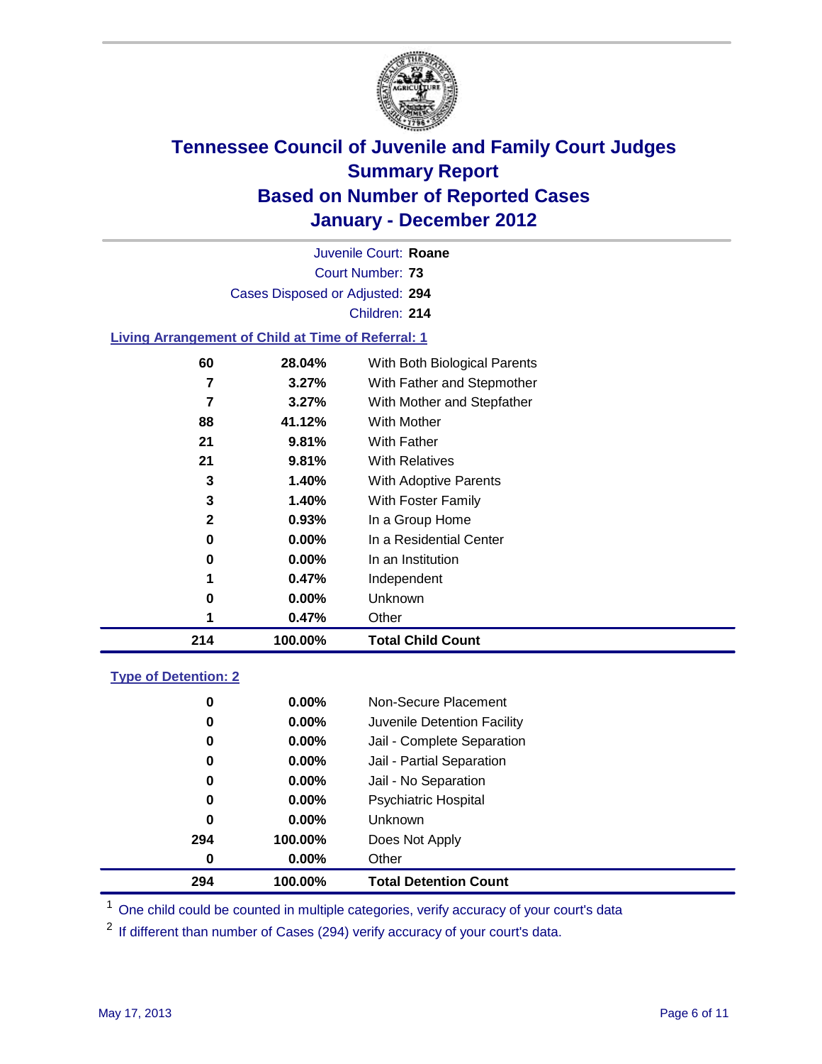# Tennessee Council of Juvenile and Family Court Judges
## Summary Report
## Based on Number of Reported Cases
## January - December 2012

Juvenile Court: **Roane**

Court Number: **73**

Cases Disposed or Adjusted: **294**

Children: **214**

### Living Arrangement of Child at Time of Referral: 1

| | | |
|---|---|---|
| 60 | 28.04% | With Both Biological Parents |
| 7 | 3.27% | With Father and Stepmother |
| 7 | 3.27% | With Mother and Stepfather |
| 88 | 41.12% | With Mother |
| 21 | 9.81% | With Father |
| 21 | 9.81% | With Relatives |
| 3 | 1.40% | With Adoptive Parents |
| 3 | 1.40% | With Foster Family |
| 2 | 0.93% | In a Group Home |
| 0 | 0.00% | In a Residential Center |
| 0 | 0.00% | In an Institution |
| 1 | 0.47% | Independent |
| 0 | 0.00% | Unknown |
| 1 | 0.47% | Other |
| **214** | **100.00%** | **Total Child Count** |

### Type of Detention: 2

| | | |
|---|---|---|
| 0 | 0.00% | Non-Secure Placement |
| 0 | 0.00% | Juvenile Detention Facility |
| 0 | 0.00% | Jail - Complete Separation |
| 0 | 0.00% | Jail - Partial Separation |
| 0 | 0.00% | Jail - No Separation |
| 0 | 0.00% | Psychiatric Hospital |
| 0 | 0.00% | Unknown |
| 294 | 100.00% | Does Not Apply |
| 0 | 0.00% | Other |
| **294** | **100.00%** | **Total Detention Count** |

[1] One child could be counted in multiple categories, verify accuracy of your court's data

[2] If different than number of Cases (294) verify accuracy of your court's data.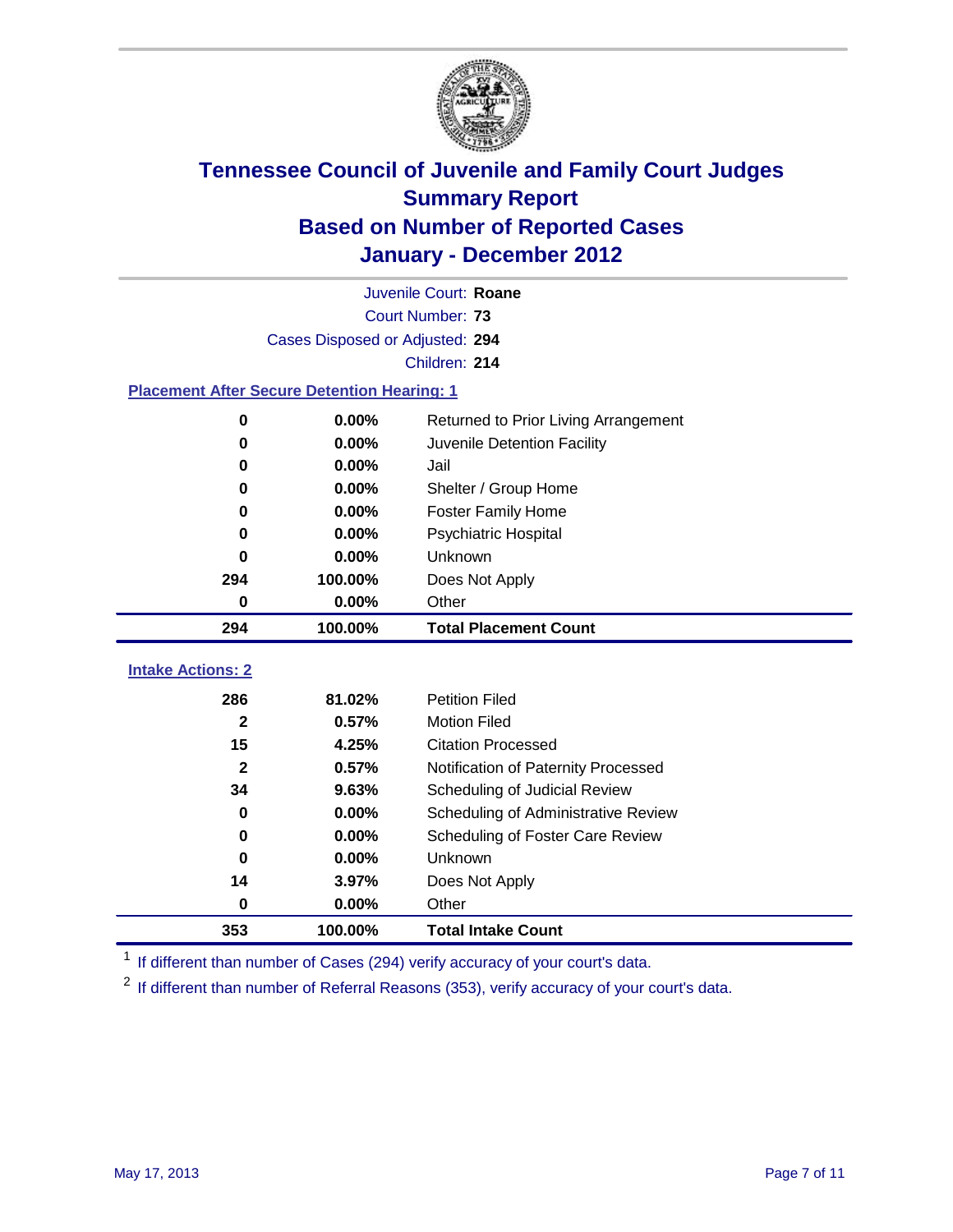# Tennessee Council of Juvenile and Family Court Judges
## Summary Report
## Based on Number of Reported Cases
## January - December 2012

Juvenile Court: **Roane**

Court Number: **73**

Cases Disposed or Adjusted: **294**

Children: **214**

### Placement After Secure Detention Hearing: 1

| Count | Percent | Placement |
|---|---|---|
| 0 | 0.00% | Returned to Prior Living Arrangement |
| 0 | 0.00% | Juvenile Detention Facility |
| 0 | 0.00% | Jail |
| 0 | 0.00% | Shelter / Group Home |
| 0 | 0.00% | Foster Family Home |
| 0 | 0.00% | Psychiatric Hospital |
| 0 | 0.00% | Unknown |
| 294 | 100.00% | Does Not Apply |
| 0 | 0.00% | Other |
| **294** | **100.00%** | **Total Placement Count** |

### Intake Actions: 2

| Count | Percent | Intake Action |
|---|---|---|
| 286 | 81.02% | Petition Filed |
| 2 | 0.57% | Motion Filed |
| 15 | 4.25% | Citation Processed |
| 2 | 0.57% | Notification of Paternity Processed |
| 34 | 9.63% | Scheduling of Judicial Review |
| 0 | 0.00% | Scheduling of Administrative Review |
| 0 | 0.00% | Scheduling of Foster Care Review |
| 0 | 0.00% | Unknown |
| 14 | 3.97% | Does Not Apply |
| 0 | 0.00% | Other |
| **353** | **100.00%** | **Total Intake Count** |

[1] If different than number of Cases (294) verify accuracy of your court's data.

[2] If different than number of Referral Reasons (353), verify accuracy of your court's data.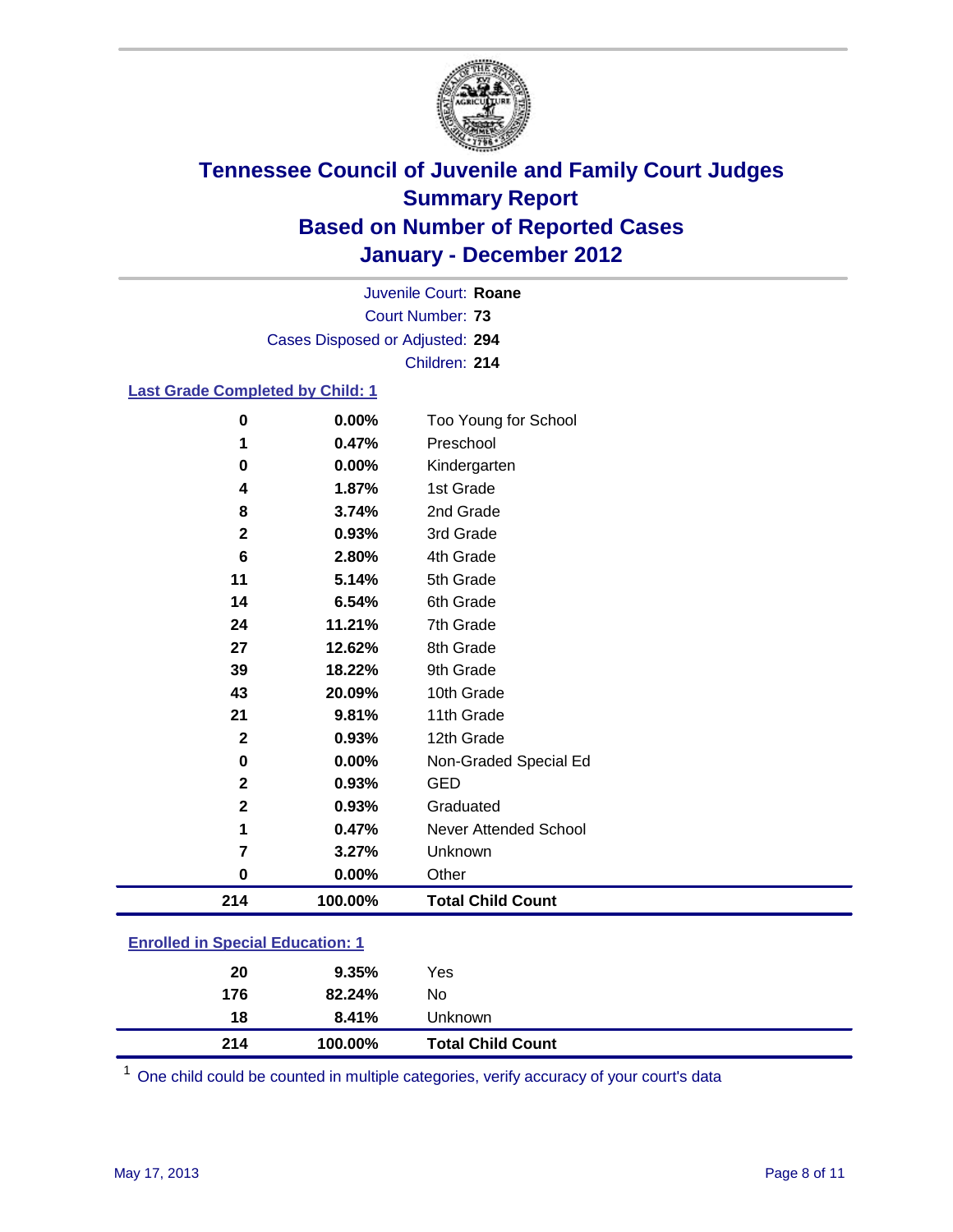# Tennessee Council of Juvenile and Family Court Judges
## Summary Report
## Based on Number of Reported Cases
## January - December 2012

Juvenile Court: **Roane**
Court Number: **73**
Cases Disposed or Adjusted: **294**
Children: **214**

### Last Grade Completed by Child: 1

| Count | Percent | Category |
|---|---|---|
| 0 | 0.00% | Too Young for School |
| 1 | 0.47% | Preschool |
| 0 | 0.00% | Kindergarten |
| 4 | 1.87% | 1st Grade |
| 8 | 3.74% | 2nd Grade |
| 2 | 0.93% | 3rd Grade |
| 6 | 2.80% | 4th Grade |
| 11 | 5.14% | 5th Grade |
| 14 | 6.54% | 6th Grade |
| 24 | 11.21% | 7th Grade |
| 27 | 12.62% | 8th Grade |
| 39 | 18.22% | 9th Grade |
| 43 | 20.09% | 10th Grade |
| 21 | 9.81% | 11th Grade |
| 2 | 0.93% | 12th Grade |
| 0 | 0.00% | Non-Graded Special Ed |
| 2 | 0.93% | GED |
| 2 | 0.93% | Graduated |
| 1 | 0.47% | Never Attended School |
| 7 | 3.27% | Unknown |
| 0 | 0.00% | Other |
| **214** | **100.00%** | **Total Child Count** |

### Enrolled in Special Education: 1

| Count | Percent | Category |
|---|---|---|
| 20 | 9.35% | Yes |
| 176 | 82.24% | No |
| 18 | 8.41% | Unknown |
| **214** | **100.00%** | **Total Child Count** |

[1] One child could be counted in multiple categories, verify accuracy of your court's data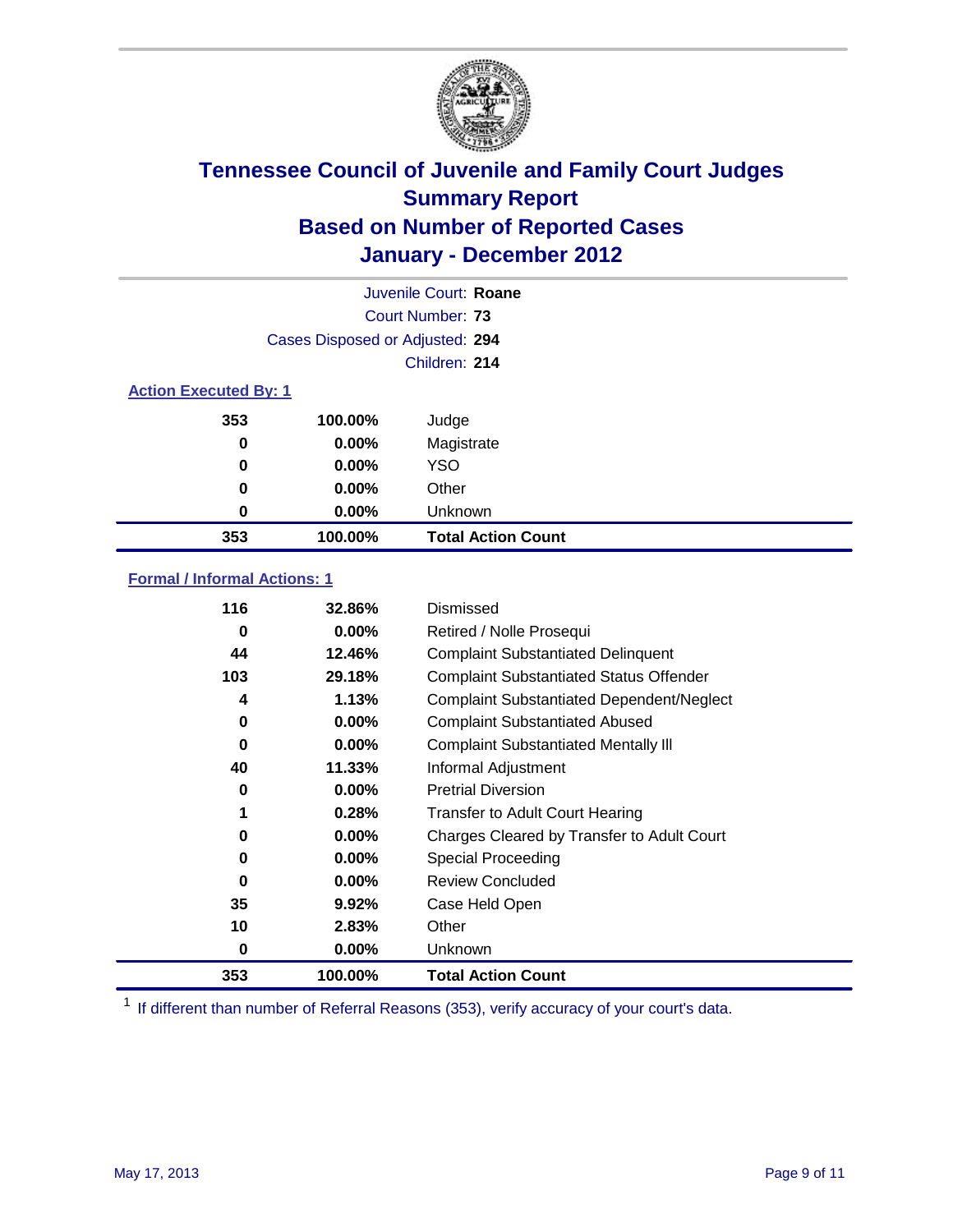# Tennessee Council of Juvenile and Family Court Judges
## Summary Report
## Based on Number of Reported Cases
## January - December 2012

Juvenile Court: **Roane**

Court Number: **73**

Cases Disposed or Adjusted: **294**

Children: **214**

### Action Executed By: 1

| Count | Percent | Action |
|---|---|---|
| 353 | 100.00% | Judge |
| 0 | 0.00% | Magistrate |
| 0 | 0.00% | YSO |
| 0 | 0.00% | Other |
| 0 | 0.00% | Unknown |
| **353** | **100.00%** | **Total Action Count** |

### Formal / Informal Actions: 1

| Count | Percent | Action |
|---|---|---|
| 116 | 32.86% | Dismissed |
| 0 | 0.00% | Retired / Nolle Prosequi |
| 44 | 12.46% | Complaint Substantiated Delinquent |
| 103 | 29.18% | Complaint Substantiated Status Offender |
| 4 | 1.13% | Complaint Substantiated Dependent/Neglect |
| 0 | 0.00% | Complaint Substantiated Abused |
| 0 | 0.00% | Complaint Substantiated Mentally Ill |
| 40 | 11.33% | Informal Adjustment |
| 0 | 0.00% | Pretrial Diversion |
| 1 | 0.28% | Transfer to Adult Court Hearing |
| 0 | 0.00% | Charges Cleared by Transfer to Adult Court |
| 0 | 0.00% | Special Proceeding |
| 0 | 0.00% | Review Concluded |
| 35 | 9.92% | Case Held Open |
| 10 | 2.83% | Other |
| 0 | 0.00% | Unknown |
| **353** | **100.00%** | **Total Action Count** |

[1] If different than number of Referral Reasons (353), verify accuracy of your court's data.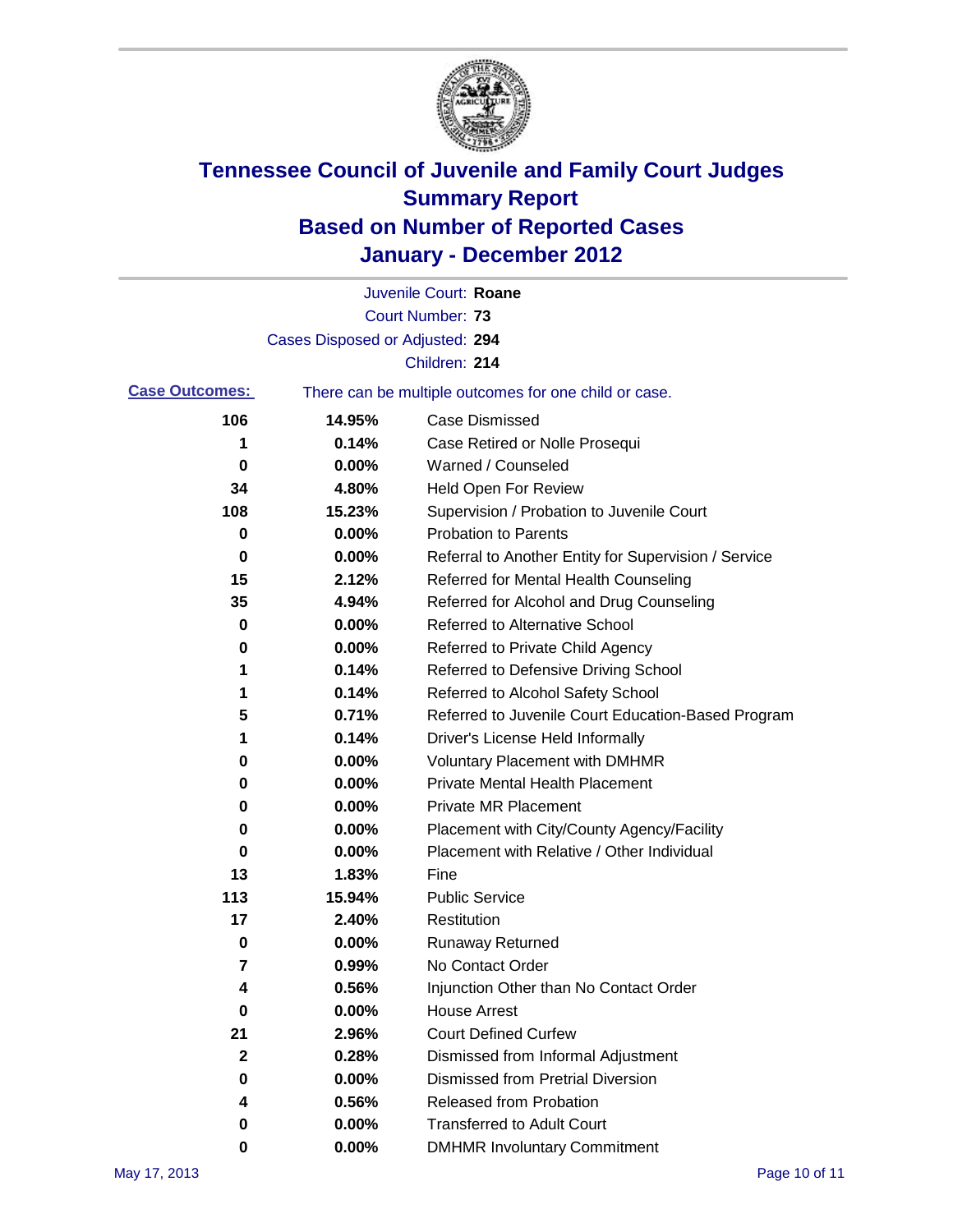# Tennessee Council of Juvenile and Family Court Judges
## Summary Report
## Based on Number of Reported Cases
## January - December 2012

Juvenile Court: **Roane**
Court Number: **73**
Cases Disposed or Adjusted: **294**
Children: **214**

**Case Outcomes:** There can be multiple outcomes for one child or case.

| | | |
|---|---|---|
| 106 | 14.95% | Case Dismissed |
| 1 | 0.14% | Case Retired or Nolle Prosequi |
| 0 | 0.00% | Warned / Counseled |
| 34 | 4.80% | Held Open For Review |
| 108 | 15.23% | Supervision / Probation to Juvenile Court |
| 0 | 0.00% | Probation to Parents |
| 0 | 0.00% | Referral to Another Entity for Supervision / Service |
| 15 | 2.12% | Referred for Mental Health Counseling |
| 35 | 4.94% | Referred for Alcohol and Drug Counseling |
| 0 | 0.00% | Referred to Alternative School |
| 0 | 0.00% | Referred to Private Child Agency |
| 1 | 0.14% | Referred to Defensive Driving School |
| 1 | 0.14% | Referred to Alcohol Safety School |
| 5 | 0.71% | Referred to Juvenile Court Education-Based Program |
| 1 | 0.14% | Driver's License Held Informally |
| 0 | 0.00% | Voluntary Placement with DMHMR |
| 0 | 0.00% | Private Mental Health Placement |
| 0 | 0.00% | Private MR Placement |
| 0 | 0.00% | Placement with City/County Agency/Facility |
| 0 | 0.00% | Placement with Relative / Other Individual |
| 13 | 1.83% | Fine |
| 113 | 15.94% | Public Service |
| 17 | 2.40% | Restitution |
| 0 | 0.00% | Runaway Returned |
| 7 | 0.99% | No Contact Order |
| 4 | 0.56% | Injunction Other than No Contact Order |
| 0 | 0.00% | House Arrest |
| 21 | 2.96% | Court Defined Curfew |
| 2 | 0.28% | Dismissed from Informal Adjustment |
| 0 | 0.00% | Dismissed from Pretrial Diversion |
| 4 | 0.56% | Released from Probation |
| 0 | 0.00% | Transferred to Adult Court |
| 0 | 0.00% | DMHMR Involuntary Commitment |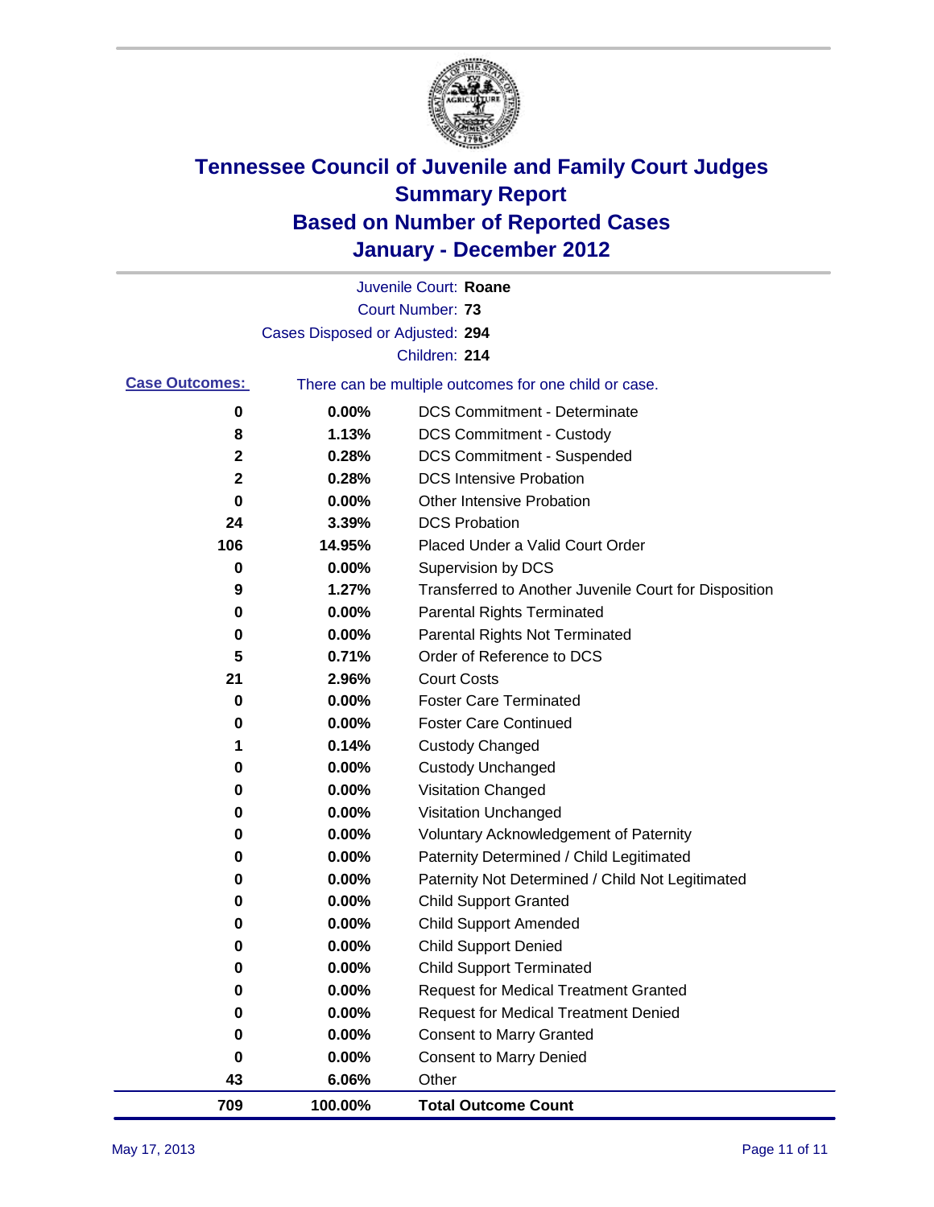# Tennessee Council of Juvenile and Family Court Judges
## Summary Report
## Based on Number of Reported Cases
## January - December 2012

Juvenile Court: **Roane**
Court Number: **73**
Cases Disposed or Adjusted: **294**
Children: **214**

**Case Outcomes:** There can be multiple outcomes for one child or case.

| | | |
|---|---|---|
| 0 | 0.00% | DCS Commitment - Determinate |
| 8 | 1.13% | DCS Commitment - Custody |
| 2 | 0.28% | DCS Commitment - Suspended |
| 2 | 0.28% | DCS Intensive Probation |
| 0 | 0.00% | Other Intensive Probation |
| 24 | 3.39% | DCS Probation |
| 106 | 14.95% | Placed Under a Valid Court Order |
| 0 | 0.00% | Supervision by DCS |
| 9 | 1.27% | Transferred to Another Juvenile Court for Disposition |
| 0 | 0.00% | Parental Rights Terminated |
| 0 | 0.00% | Parental Rights Not Terminated |
| 5 | 0.71% | Order of Reference to DCS |
| 21 | 2.96% | Court Costs |
| 0 | 0.00% | Foster Care Terminated |
| 0 | 0.00% | Foster Care Continued |
| 1 | 0.14% | Custody Changed |
| 0 | 0.00% | Custody Unchanged |
| 0 | 0.00% | Visitation Changed |
| 0 | 0.00% | Visitation Unchanged |
| 0 | 0.00% | Voluntary Acknowledgement of Paternity |
| 0 | 0.00% | Paternity Determined / Child Legitimated |
| 0 | 0.00% | Paternity Not Determined / Child Not Legitimated |
| 0 | 0.00% | Child Support Granted |
| 0 | 0.00% | Child Support Amended |
| 0 | 0.00% | Child Support Denied |
| 0 | 0.00% | Child Support Terminated |
| 0 | 0.00% | Request for Medical Treatment Granted |
| 0 | 0.00% | Request for Medical Treatment Denied |
| 0 | 0.00% | Consent to Marry Granted |
| 0 | 0.00% | Consent to Marry Denied |
| 43 | 6.06% | Other |
| **709** | **100.00%** | **Total Outcome Count** |